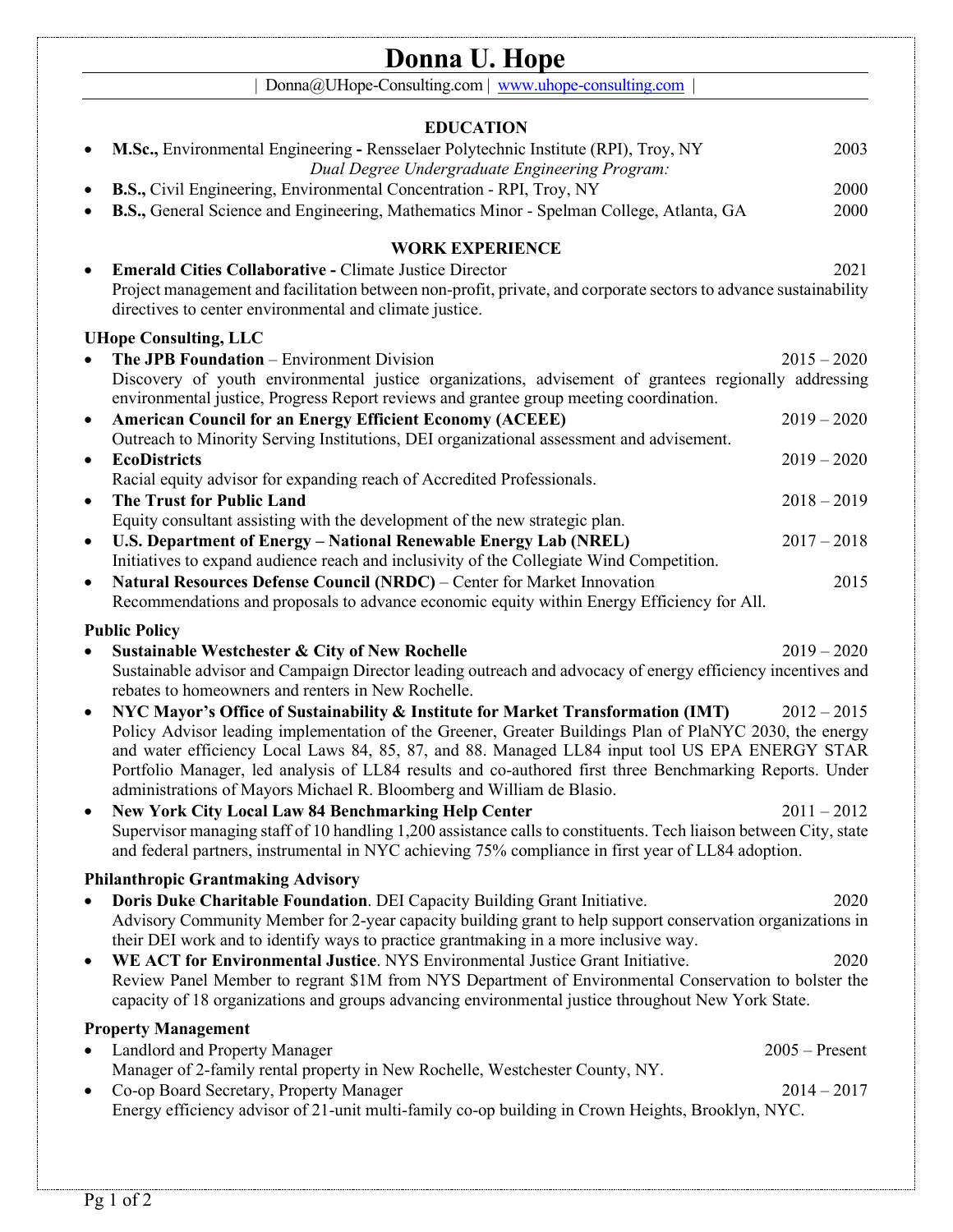# Donna U. Hope

| Donna@UHope-Consulting.com | [www.uhope-consulting.com](http://www.uhope-consulting.com) |

## EDUCATION

- **M.Sc.,** Environmental Engineering **-** Rensselaer Polytechnic Institute (RPI), Troy, NY — 2003

  *Dual Degree Undergraduate Engineering Program:*
- **B.S.,** Civil Engineering, Environmental Concentration - RPI, Troy, NY — 2000
- **B.S.,** General Science and Engineering, Mathematics Minor - Spelman College, Atlanta, GA — 2000

## WORK EXPERIENCE

- **Emerald Cities Collaborative -** Climate Justice Director — 2021

  Project management and facilitation between non-profit, private, and corporate sectors to advance sustainability directives to center environmental and climate justice.

### UHope Consulting, LLC

- **The JPB Foundation** – Environment Division — 2015 – 2020

  Discovery of youth environmental justice organizations, advisement of grantees regionally addressing environmental justice, Progress Report reviews and grantee group meeting coordination.
- **American Council for an Energy Efficient Economy (ACEEE)** — 2019 – 2020

  Outreach to Minority Serving Institutions, DEI organizational assessment and advisement.
- **EcoDistricts** — 2019 – 2020

  Racial equity advisor for expanding reach of Accredited Professionals.
- **The Trust for Public Land** — 2018 – 2019

  Equity consultant assisting with the development of the new strategic plan.
- **U.S. Department of Energy – National Renewable Energy Lab (NREL)** — 2017 – 2018

  Initiatives to expand audience reach and inclusivity of the Collegiate Wind Competition.
- **Natural Resources Defense Council (NRDC)** – Center for Market Innovation — 2015

  Recommendations and proposals to advance economic equity within Energy Efficiency for All.

### Public Policy

- **Sustainable Westchester & City of New Rochelle** — 2019 – 2020

  Sustainable advisor and Campaign Director leading outreach and advocacy of energy efficiency incentives and rebates to homeowners and renters in New Rochelle.
- **NYC Mayor's Office of Sustainability & Institute for Market Transformation (IMT)** — 2012 – 2015

  Policy Advisor leading implementation of the Greener, Greater Buildings Plan of PlaNYC 2030, the energy and water efficiency Local Laws 84, 85, 87, and 88. Managed LL84 input tool US EPA ENERGY STAR Portfolio Manager, led analysis of LL84 results and co-authored first three Benchmarking Reports. Under administrations of Mayors Michael R. Bloomberg and William de Blasio.
- **New York City Local Law 84 Benchmarking Help Center** — 2011 – 2012

  Supervisor managing staff of 10 handling 1,200 assistance calls to constituents. Tech liaison between City, state and federal partners, instrumental in NYC achieving 75% compliance in first year of LL84 adoption.

### Philanthropic Grantmaking Advisory

- **Doris Duke Charitable Foundation**. DEI Capacity Building Grant Initiative. — 2020

  Advisory Community Member for 2-year capacity building grant to help support conservation organizations in their DEI work and to identify ways to practice grantmaking in a more inclusive way.
- **WE ACT for Environmental Justice**. NYS Environmental Justice Grant Initiative. — 2020

  Review Panel Member to regrant $1M from NYS Department of Environmental Conservation to bolster the capacity of 18 organizations and groups advancing environmental justice throughout New York State.

### Property Management

- Landlord and Property Manager — 2005 – Present

  Manager of 2-family rental property in New Rochelle, Westchester County, NY.
- Co-op Board Secretary, Property Manager — 2014 – 2017

  Energy efficiency advisor of 21-unit multi-family co-op building in Crown Heights, Brooklyn, NYC.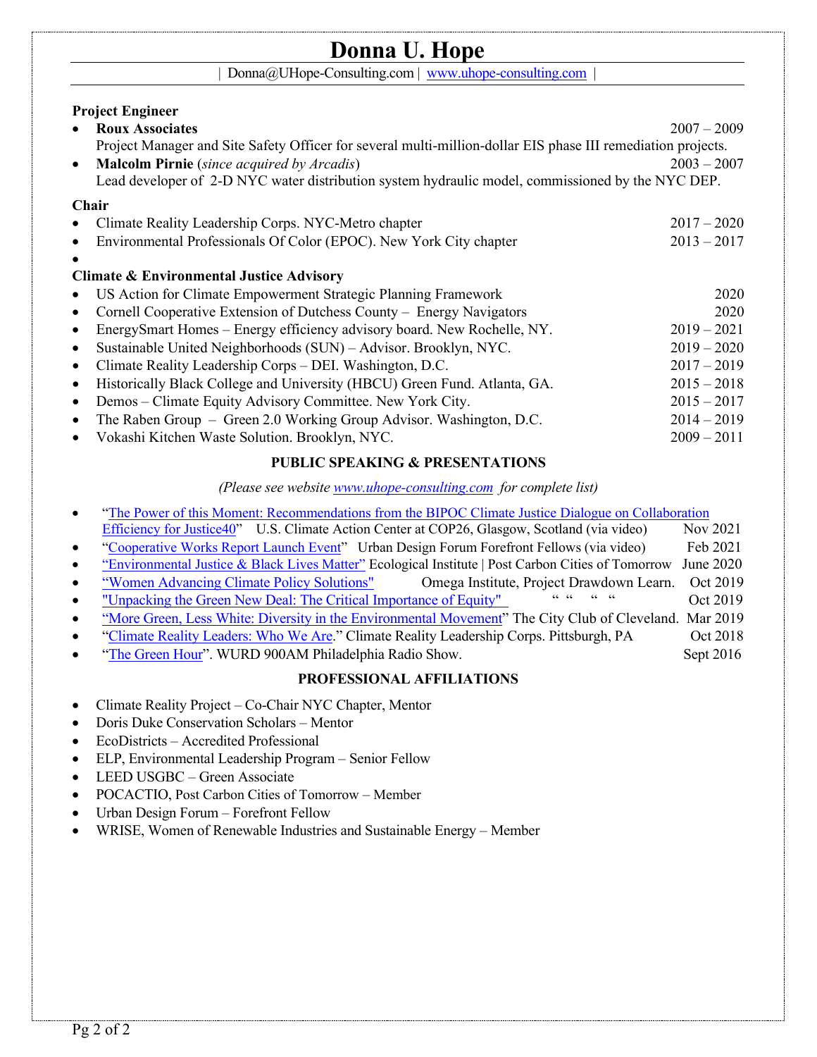# Donna U. Hope

| Donna@UHope-Consulting.com | www.uhope-consulting.com |

**Project Engineer**

- **Roux Associates** 2007 – 2009
  Project Manager and Site Safety Officer for several multi-million-dollar EIS phase III remediation projects.
- **Malcolm Pirnie** (*since acquired by Arcadis*) 2003 – 2007
  Lead developer of 2-D NYC water distribution system hydraulic model, commissioned by the NYC DEP.

**Chair**

- Climate Reality Leadership Corps. NYC-Metro chapter 2017 – 2020
- Environmental Professionals Of Color (EPOC). New York City chapter 2013 – 2017
-

**Climate & Environmental Justice Advisory**

- US Action for Climate Empowerment Strategic Planning Framework 2020
- Cornell Cooperative Extension of Dutchess County – Energy Navigators 2020
- EnergySmart Homes – Energy efficiency advisory board. New Rochelle, NY. 2019 – 2021
- Sustainable United Neighborhoods (SUN) – Advisor. Brooklyn, NYC. 2019 – 2020
- Climate Reality Leadership Corps – DEI. Washington, D.C. 2017 – 2019
- Historically Black College and University (HBCU) Green Fund. Atlanta, GA. 2015 – 2018
- Demos – Climate Equity Advisory Committee. New York City. 2015 – 2017
- The Raben Group – Green 2.0 Working Group Advisor. Washington, D.C. 2014 – 2019
- Vokashi Kitchen Waste Solution. Brooklyn, NYC. 2009 – 2011

## PUBLIC SPEAKING & PRESENTATIONS

*(Please see website www.uhope-consulting.com for complete list)*

- "The Power of this Moment: Recommendations from the BIPOC Climate Justice Dialogue on Collaboration Efficiency for Justice40" U.S. Climate Action Center at COP26, Glasgow, Scotland (via video) Nov 2021
- "Cooperative Works Report Launch Event" Urban Design Forum Forefront Fellows (via video) Feb 2021
- "Environmental Justice & Black Lives Matter" Ecological Institute | Post Carbon Cities of Tomorrow June 2020
- "Women Advancing Climate Policy Solutions" Omega Institute, Project Drawdown Learn. Oct 2019
- "Unpacking the Green New Deal: The Critical Importance of Equity" " " " " Oct 2019
- "More Green, Less White: Diversity in the Environmental Movement" The City Club of Cleveland. Mar 2019
- "Climate Reality Leaders: Who We Are." Climate Reality Leadership Corps. Pittsburgh, PA Oct 2018
- "The Green Hour". WURD 900AM Philadelphia Radio Show. Sept 2016

## PROFESSIONAL AFFILIATIONS

- Climate Reality Project – Co-Chair NYC Chapter, Mentor
- Doris Duke Conservation Scholars – Mentor
- EcoDistricts – Accredited Professional
- ELP, Environmental Leadership Program – Senior Fellow
- LEED USGBC – Green Associate
- POCACTIO, Post Carbon Cities of Tomorrow – Member
- Urban Design Forum – Forefront Fellow
- WRISE, Women of Renewable Industries and Sustainable Energy – Member